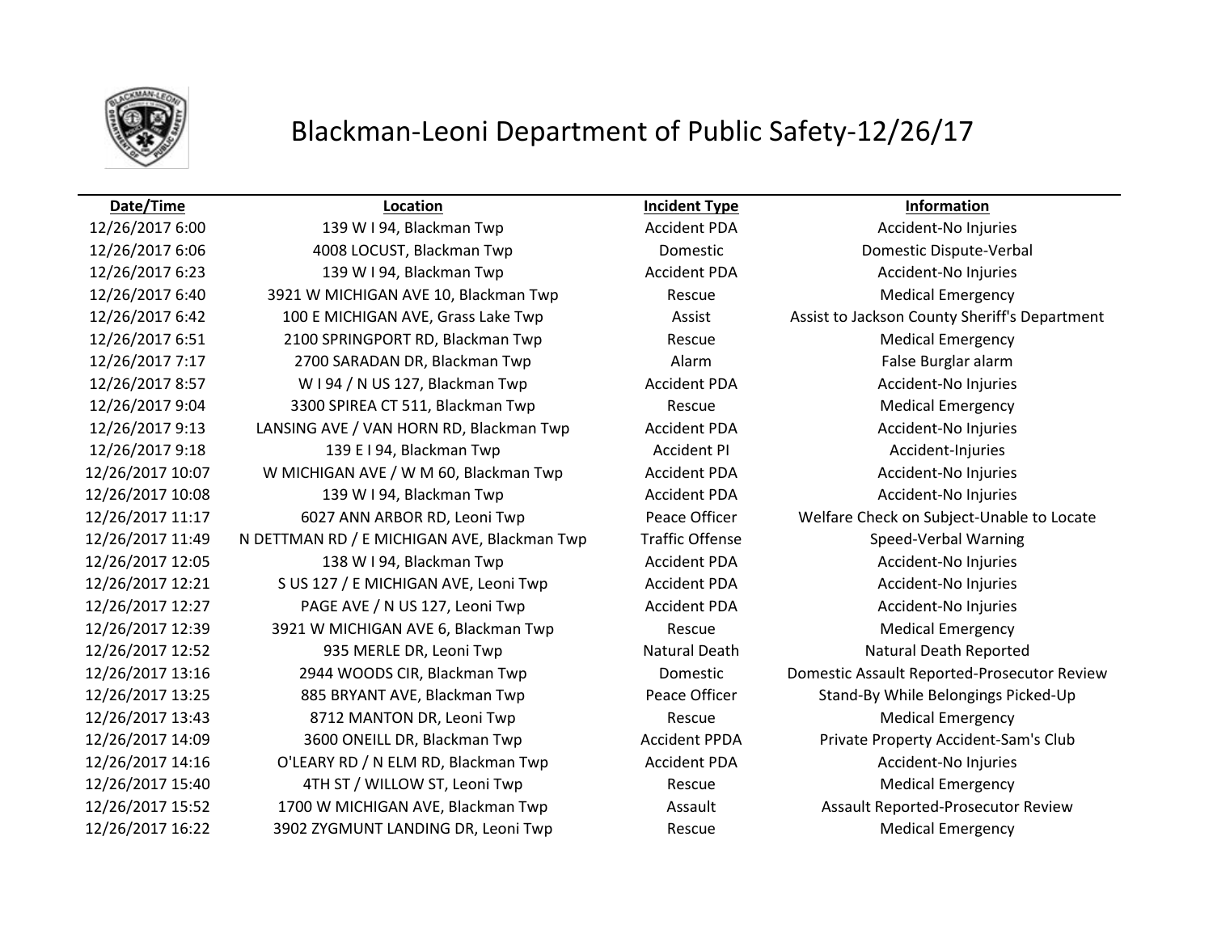# Blackman-Leoni Department of Public Safety-12/26/17

| Date/Time | Location | Incident Type | Information |
|---|---|---|---|
| 12/26/2017 6:00 | 139 W I 94, Blackman Twp | Accident PDA | Accident-No Injuries |
| 12/26/2017 6:06 | 4008 LOCUST, Blackman Twp | Domestic | Domestic Dispute-Verbal |
| 12/26/2017 6:23 | 139 W I 94, Blackman Twp | Accident PDA | Accident-No Injuries |
| 12/26/2017 6:40 | 3921 W MICHIGAN AVE 10, Blackman Twp | Rescue | Medical Emergency |
| 12/26/2017 6:42 | 100 E MICHIGAN AVE, Grass Lake Twp | Assist | Assist to Jackson County Sheriff's Department |
| 12/26/2017 6:51 | 2100 SPRINGPORT RD, Blackman Twp | Rescue | Medical Emergency |
| 12/26/2017 7:17 | 2700 SARADAN DR, Blackman Twp | Alarm | False Burglar alarm |
| 12/26/2017 8:57 | W I 94 / N US 127, Blackman Twp | Accident PDA | Accident-No Injuries |
| 12/26/2017 9:04 | 3300 SPIREA CT 511, Blackman Twp | Rescue | Medical Emergency |
| 12/26/2017 9:13 | LANSING AVE / VAN HORN RD, Blackman Twp | Accident PDA | Accident-No Injuries |
| 12/26/2017 9:18 | 139 E I 94, Blackman Twp | Accident PI | Accident-Injuries |
| 12/26/2017 10:07 | W MICHIGAN AVE / W M 60, Blackman Twp | Accident PDA | Accident-No Injuries |
| 12/26/2017 10:08 | 139 W I 94, Blackman Twp | Accident PDA | Accident-No Injuries |
| 12/26/2017 11:17 | 6027 ANN ARBOR RD, Leoni Twp | Peace Officer | Welfare Check on Subject-Unable to Locate |
| 12/26/2017 11:49 | N DETTMAN RD / E MICHIGAN AVE, Blackman Twp | Traffic Offense | Speed-Verbal Warning |
| 12/26/2017 12:05 | 138 W I 94, Blackman Twp | Accident PDA | Accident-No Injuries |
| 12/26/2017 12:21 | S US 127 / E MICHIGAN AVE, Leoni Twp | Accident PDA | Accident-No Injuries |
| 12/26/2017 12:27 | PAGE AVE / N US 127, Leoni Twp | Accident PDA | Accident-No Injuries |
| 12/26/2017 12:39 | 3921 W MICHIGAN AVE 6, Blackman Twp | Rescue | Medical Emergency |
| 12/26/2017 12:52 | 935 MERLE DR, Leoni Twp | Natural Death | Natural Death Reported |
| 12/26/2017 13:16 | 2944 WOODS CIR, Blackman Twp | Domestic | Domestic Assault Reported-Prosecutor Review |
| 12/26/2017 13:25 | 885 BRYANT AVE, Blackman Twp | Peace Officer | Stand-By While Belongings Picked-Up |
| 12/26/2017 13:43 | 8712 MANTON DR, Leoni Twp | Rescue | Medical Emergency |
| 12/26/2017 14:09 | 3600 ONEILL DR, Blackman Twp | Accident PPDA | Private Property Accident-Sam's Club |
| 12/26/2017 14:16 | O'LEARY RD / N ELM RD, Blackman Twp | Accident PDA | Accident-No Injuries |
| 12/26/2017 15:40 | 4TH ST / WILLOW ST, Leoni Twp | Rescue | Medical Emergency |
| 12/26/2017 15:52 | 1700 W MICHIGAN AVE, Blackman Twp | Assault | Assault Reported-Prosecutor Review |
| 12/26/2017 16:22 | 3902 ZYGMUNT LANDING DR, Leoni Twp | Rescue | Medical Emergency |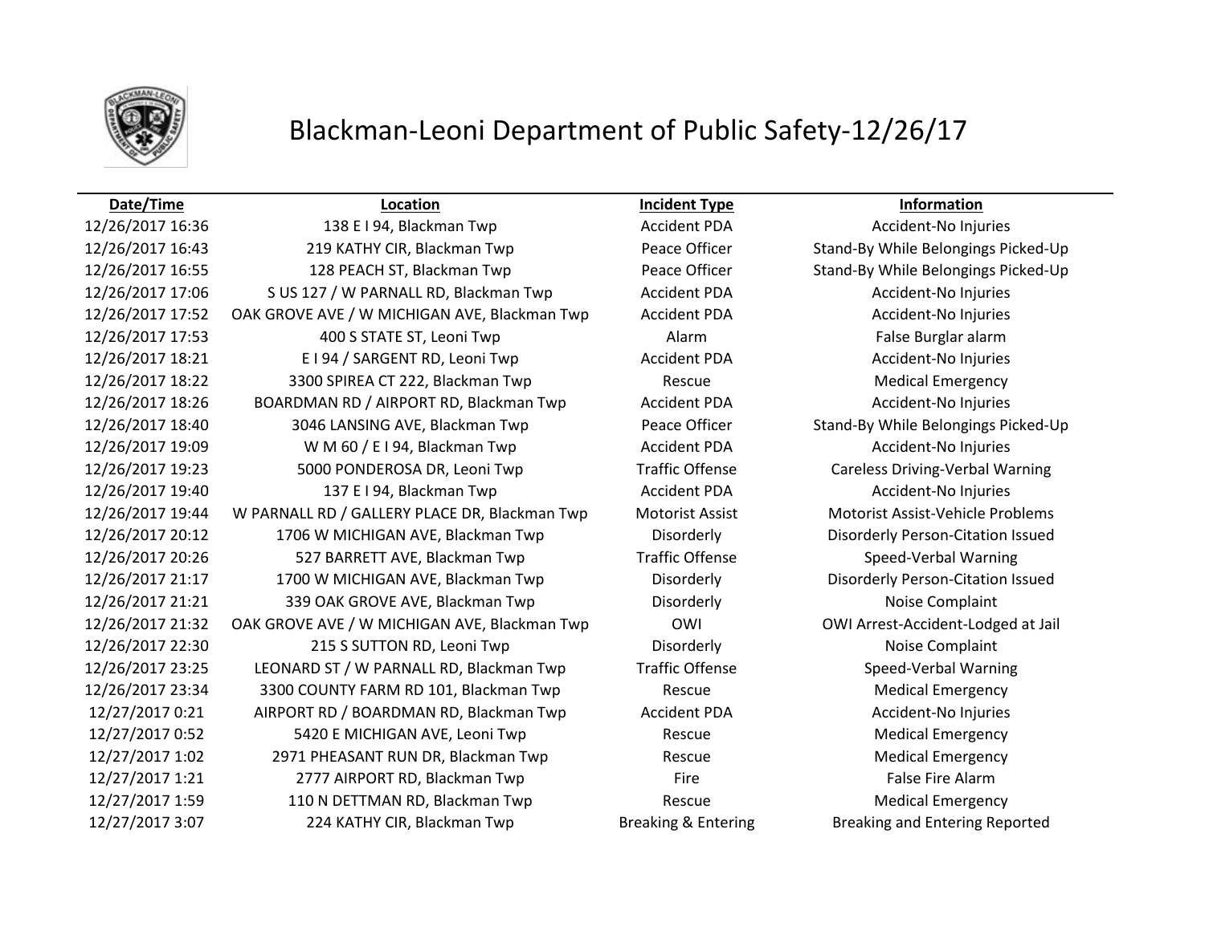# Blackman-Leoni Department of Public Safety-12/26/17

| Date/Time | Location | Incident Type | Information |
|---|---|---|---|
| 12/26/2017 16:36 | 138 E I 94, Blackman Twp | Accident PDA | Accident-No Injuries |
| 12/26/2017 16:43 | 219 KATHY CIR, Blackman Twp | Peace Officer | Stand-By While Belongings Picked-Up |
| 12/26/2017 16:55 | 128 PEACH ST, Blackman Twp | Peace Officer | Stand-By While Belongings Picked-Up |
| 12/26/2017 17:06 | S US 127 / W PARNALL RD, Blackman Twp | Accident PDA | Accident-No Injuries |
| 12/26/2017 17:52 | OAK GROVE AVE / W MICHIGAN AVE, Blackman Twp | Accident PDA | Accident-No Injuries |
| 12/26/2017 17:53 | 400 S STATE ST, Leoni Twp | Alarm | False Burglar alarm |
| 12/26/2017 18:21 | E I 94 / SARGENT RD, Leoni Twp | Accident PDA | Accident-No Injuries |
| 12/26/2017 18:22 | 3300 SPIREA CT 222, Blackman Twp | Rescue | Medical Emergency |
| 12/26/2017 18:26 | BOARDMAN RD / AIRPORT RD, Blackman Twp | Accident PDA | Accident-No Injuries |
| 12/26/2017 18:40 | 3046 LANSING AVE, Blackman Twp | Peace Officer | Stand-By While Belongings Picked-Up |
| 12/26/2017 19:09 | W M 60 / E I 94, Blackman Twp | Accident PDA | Accident-No Injuries |
| 12/26/2017 19:23 | 5000 PONDEROSA DR, Leoni Twp | Traffic Offense | Careless Driving-Verbal Warning |
| 12/26/2017 19:40 | 137 E I 94, Blackman Twp | Accident PDA | Accident-No Injuries |
| 12/26/2017 19:44 | W PARNALL RD / GALLERY PLACE DR, Blackman Twp | Motorist Assist | Motorist Assist-Vehicle Problems |
| 12/26/2017 20:12 | 1706 W MICHIGAN AVE, Blackman Twp | Disorderly | Disorderly Person-Citation Issued |
| 12/26/2017 20:26 | 527 BARRETT AVE, Blackman Twp | Traffic Offense | Speed-Verbal Warning |
| 12/26/2017 21:17 | 1700 W MICHIGAN AVE, Blackman Twp | Disorderly | Disorderly Person-Citation Issued |
| 12/26/2017 21:21 | 339 OAK GROVE AVE, Blackman Twp | Disorderly | Noise Complaint |
| 12/26/2017 21:32 | OAK GROVE AVE / W MICHIGAN AVE, Blackman Twp | OWI | OWI Arrest-Accident-Lodged at Jail |
| 12/26/2017 22:30 | 215 S SUTTON RD, Leoni Twp | Disorderly | Noise Complaint |
| 12/26/2017 23:25 | LEONARD ST / W PARNALL RD, Blackman Twp | Traffic Offense | Speed-Verbal Warning |
| 12/26/2017 23:34 | 3300 COUNTY FARM RD 101, Blackman Twp | Rescue | Medical Emergency |
| 12/27/2017 0:21 | AIRPORT RD / BOARDMAN RD, Blackman Twp | Accident PDA | Accident-No Injuries |
| 12/27/2017 0:52 | 5420 E MICHIGAN AVE, Leoni Twp | Rescue | Medical Emergency |
| 12/27/2017 1:02 | 2971 PHEASANT RUN DR, Blackman Twp | Rescue | Medical Emergency |
| 12/27/2017 1:21 | 2777 AIRPORT RD, Blackman Twp | Fire | False Fire Alarm |
| 12/27/2017 1:59 | 110 N DETTMAN RD, Blackman Twp | Rescue | Medical Emergency |
| 12/27/2017 3:07 | 224 KATHY CIR, Blackman Twp | Breaking & Entering | Breaking and Entering Reported |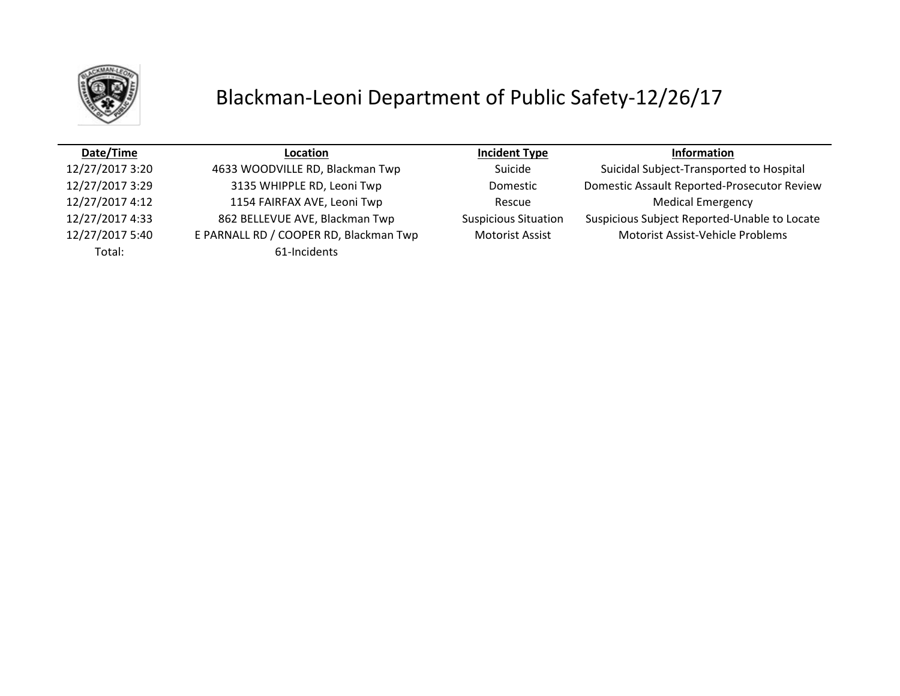# Blackman-Leoni Department of Public Safety-12/26/17

| Date/Time | Location | Incident Type | Information |
|---|---|---|---|
| 12/27/2017 3:20 | 4633 WOODVILLE RD, Blackman Twp | Suicide | Suicidal Subject-Transported to Hospital |
| 12/27/2017 3:29 | 3135 WHIPPLE RD, Leoni Twp | Domestic | Domestic Assault Reported-Prosecutor Review |
| 12/27/2017 4:12 | 1154 FAIRFAX AVE, Leoni Twp | Rescue | Medical Emergency |
| 12/27/2017 4:33 | 862 BELLEVUE AVE, Blackman Twp | Suspicious Situation | Suspicious Subject Reported-Unable to Locate |
| 12/27/2017 5:40 | E PARNALL RD / COOPER RD, Blackman Twp | Motorist Assist | Motorist Assist-Vehicle Problems |
| Total: | 61-Incidents | | |